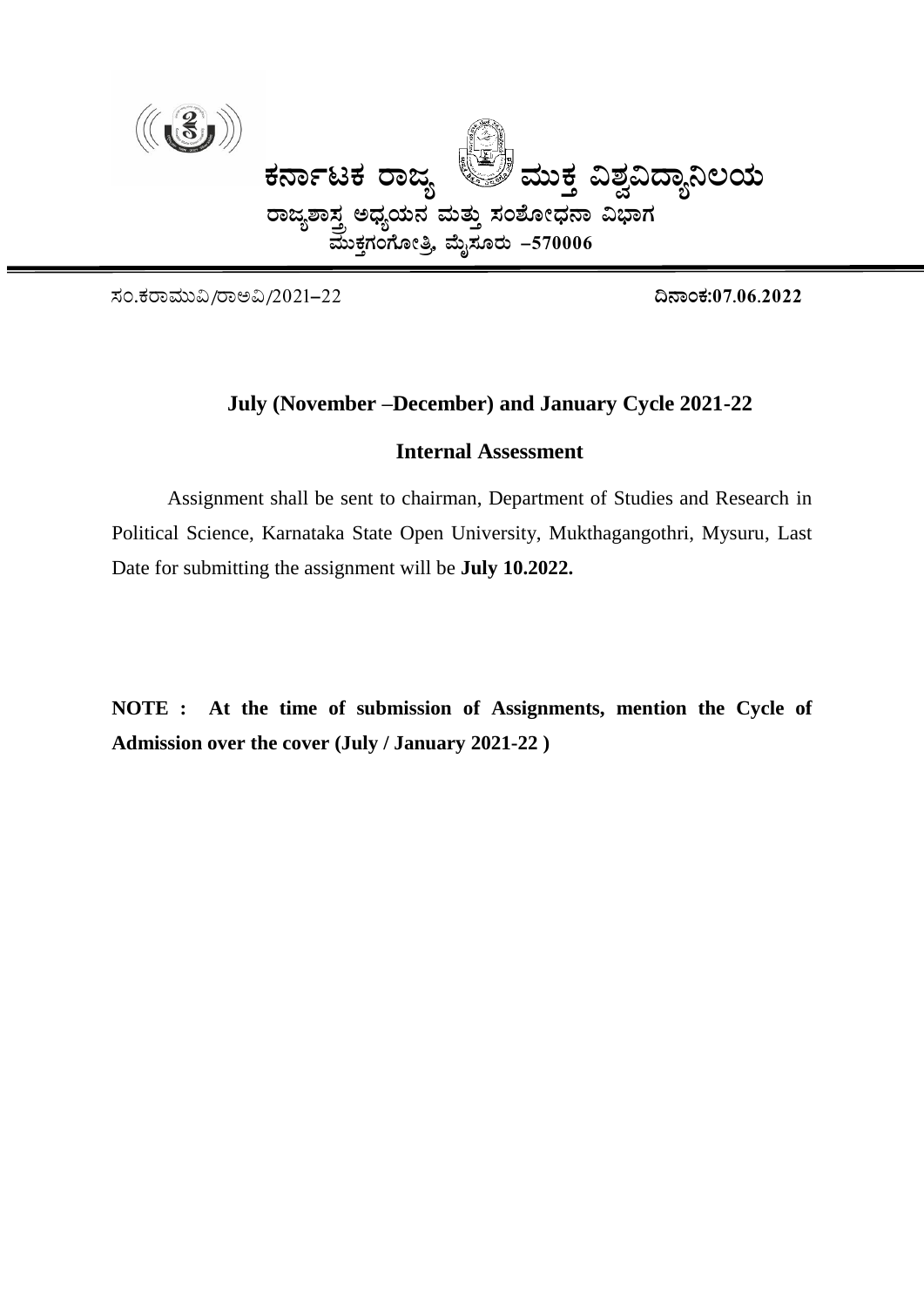# ಕರ್ನಾಟಕ ರಾಜ್ಯ ಮುಕ್ತ ವಿಶ್ವವಿದ್ಯಾನಿಲಯ

## ರಾಜ್ಯಶಾಸ್ತ್ರ ಅಧ್ಯಯನ ಮತ್ತು ಸಂಶೋಧನಾ ವಿಭಾಗ

ಮುಕ್ತಗಂಗೋತ್ರಿ, ಮೈಸೂರು –570006

ಸಂ.ಕರಾಮುವಿ/ರಾಅವಿ/2021–22 **ದಿನಾಂಕ:07.06.2022**

### July (November –December) and January Cycle 2021-22

### Internal Assessment

Assignment shall be sent to chairman, Department of Studies and Research in Political Science, Karnataka State Open University, Mukthagangothri, Mysuru, Last Date for submitting the assignment will be **July 10.2022.**

**NOTE : At the time of submission of Assignments, mention the Cycle of Admission over the cover (July / January 2021-22 )**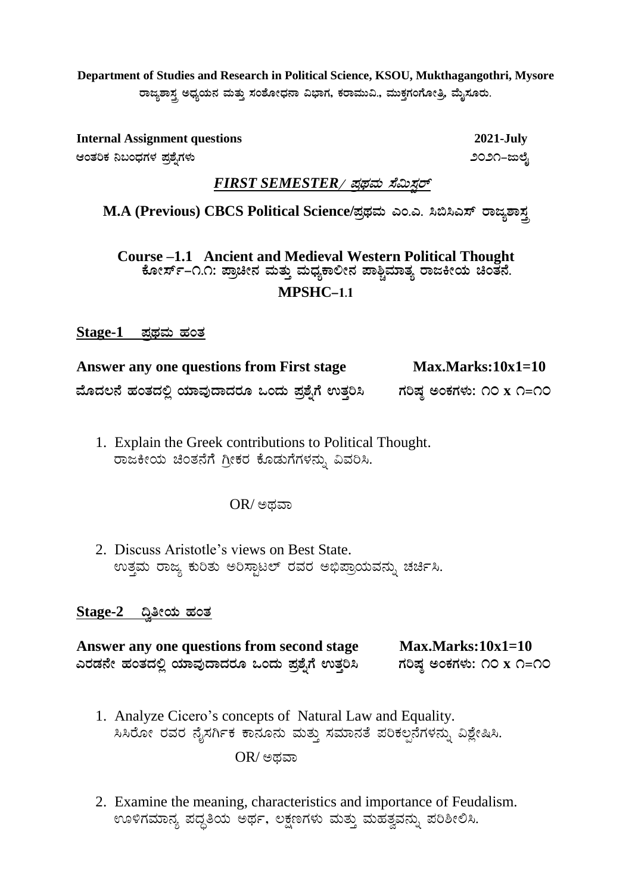**Department of Studies and Research in Political Science, KSOU, Mukthagangothri, Mysore**
**ರಾಜ್ಯಶಾಸ್ತ್ರ ಅಧ್ಯಯನ ಮತ್ತು ಸಂಶೋಧನಾ ವಿಭಾಗ, ಕರಾಮುವಿ., ಮುಕ್ತಗಂಗೋತ್ರಿ, ಮೈಸೂರು.**

**Internal Assignment questions** — **2021-July**
ಆಂತರಿಕ ನಿಬಂಧಗಳ ಪ್ರಶ್ನೆಗಳು — ೨೦೨೧–ಜುಲೈ

***FIRST SEMESTER/ ಪ್ರಥಮ ಸೆಮಿಸ್ಟರ್***

**M.A (Previous) CBCS Political Science/ಪ್ರಥಮ ಎಂ.ಎ. ಸಿಬಿಸಿಎಸ್ ರಾಜ್ಯಶಾಸ್ತ್ರ**

**Course –1.1 Ancient and Medieval Western Political Thought**
**ಕೋರ್ಸ್–೧.೧: ಪ್ರಾಚೀನ ಮತ್ತು ಮಧ್ಯಕಾಲೀನ ಪಾಶ್ಚಿಮಾತ್ಯ ರಾಜಕೀಯ ಚಿಂತನೆ.**
**MPSHC–1.1**

**Stage-1 ಪ್ರಥಮ ಹಂತ**

**Answer any one questions from First stage** — **Max.Marks:10x1=10**
**ಮೊದಲನೆ ಹಂತದಲ್ಲಿ ಯಾವುದಾದರೂ ಒಂದು ಪ್ರಶ್ನೆಗೆ ಉತ್ತರಿಸಿ** — **ಗರಿಷ್ಠ ಅಂಕಗಳು: ೧೦ x ೧=೧೦**

1. Explain the Greek contributions to Political Thought.
   ರಾಜಕೀಯ ಚಿಂತನೆಗೆ ಗ್ರೀಕರ ಕೊಡುಗೆಗಳನ್ನು ವಿವರಿಸಿ.

   OR/ ಅಥವಾ

2. Discuss Aristotle's views on Best State.
   ಉತ್ತಮ ರಾಜ್ಯ ಕುರಿತು ಅರಿಸ್ಟಾಟಲ್ ರವರ ಅಭಿಪ್ರಾಯವನ್ನು ಚರ್ಚಿಸಿ.

**Stage-2 ದ್ವಿತೀಯ ಹಂತ**

**Answer any one questions from second stage** — **Max.Marks:10x1=10**
**ಎರಡನೇ ಹಂತದಲ್ಲಿ ಯಾವುದಾದರೂ ಒಂದು ಪ್ರಶ್ನೆಗೆ ಉತ್ತರಿಸಿ** — **ಗರಿಷ್ಠ ಅಂಕಗಳು: ೧೦ x ೧=೧೦**

1. Analyze Cicero's concepts of Natural Law and Equality.
   ಸಿಸಿರೋ ರವರ ನೈಸರ್ಗಿಕ ಕಾನೂನು ಮತ್ತು ಸಮಾನತೆ ಪರಿಕಲ್ಪನೆಗಳನ್ನು ವಿಶ್ಲೇಷಿಸಿ.

   OR/ ಅಥವಾ

2. Examine the meaning, characteristics and importance of Feudalism.
   ಊಳಿಗಮಾನ್ಯ ಪದ್ಧತಿಯ ಅರ್ಥ, ಲಕ್ಷಣಗಳು ಮತ್ತು ಮಹತ್ವವನ್ನು ಪರಿಶೀಲಿಸಿ.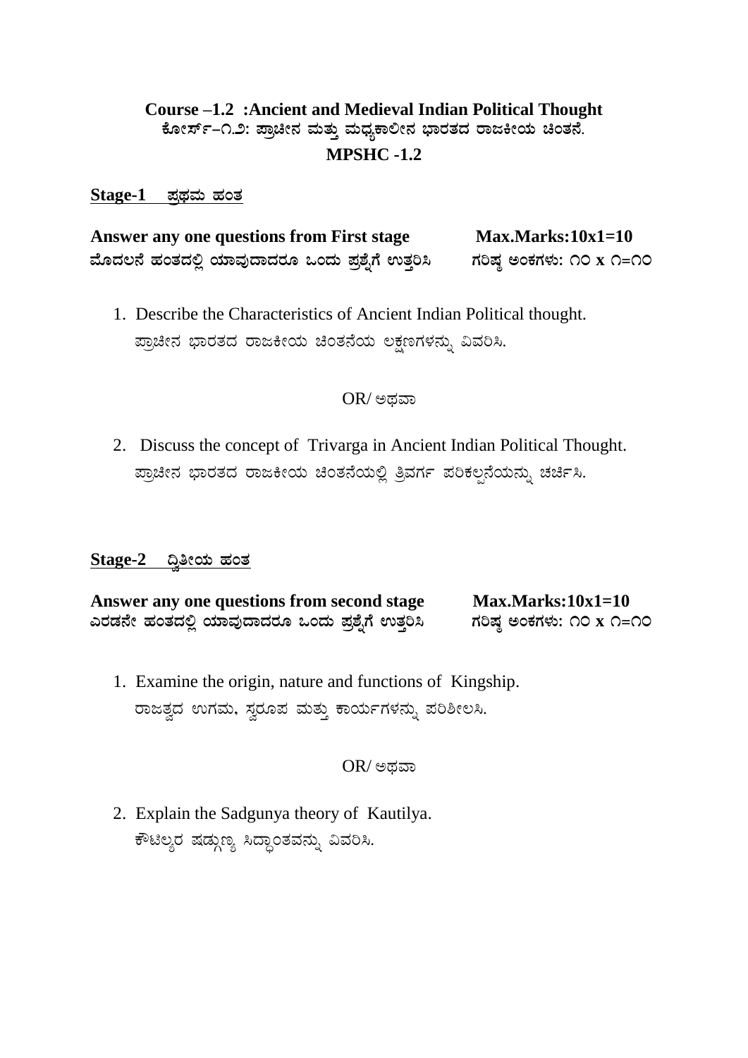## Course –1.2 :Ancient and Medieval Indian Political Thought

**ಕೋರ್ಸ್–೧.೨: ಪ್ರಾಚೀನ ಮತ್ತು ಮಧ್ಯಕಾಲೀನ ಭಾರತದ ರಾಜಕೀಯ ಚಿಂತನೆ.**

**MPSHC -1.2**

### Stage-1 ಪ್ರಥಮ ಹಂತ

**Answer any one questions from First stage — Max.Marks:10x1=10**

**ಮೊದಲನೆ ಹಂತದಲ್ಲಿ ಯಾವುದಾದರೂ ಒಂದು ಪ್ರಶ್ನೆಗೆ ಉತ್ತರಿಸಿ — ಗರಿಷ್ಠ ಅಂಕಗಳು: ೧೦ x ೧=೧೦**

1. Describe the Characteristics of Ancient Indian Political thought.
   ಪ್ರಾಚೀನ ಭಾರತದ ರಾಜಕೀಯ ಚಿಂತನೆಯ ಲಕ್ಷಣಗಳನ್ನು ವಿವರಿಸಿ.

OR/ ಅಥವಾ

2. Discuss the concept of Trivarga in Ancient Indian Political Thought.
   ಪ್ರಾಚೀನ ಭಾರತದ ರಾಜಕೀಯ ಚಿಂತನೆಯಲ್ಲಿ ತ್ರಿವರ್ಗ ಪರಿಕಲ್ಪನೆಯನ್ನು ಚರ್ಚಿಸಿ.

### Stage-2 ದ್ವಿತೀಯ ಹಂತ

**Answer any one questions from second stage — Max.Marks:10x1=10**

**ಎರಡನೇ ಹಂತದಲ್ಲಿ ಯಾವುದಾದರೂ ಒಂದು ಪ್ರಶ್ನೆಗೆ ಉತ್ತರಿಸಿ — ಗರಿಷ್ಠ ಅಂಕಗಳು: ೧೦ x ೧=೧೦**

1. Examine the origin, nature and functions of Kingship.
   ರಾಜತ್ವದ ಉಗಮ, ಸ್ವರೂಪ ಮತ್ತು ಕಾರ್ಯಗಳನ್ನು ಪರಿಶೀಲಿಸಿ.

OR/ ಅಥವಾ

2. Explain the Sadgunya theory of Kautilya.
   ಕೌಟಿಲ್ಯರ ಷಡ್ಗುಣ್ಯ ಸಿದ್ಧಾಂತವನ್ನು ವಿವರಿಸಿ.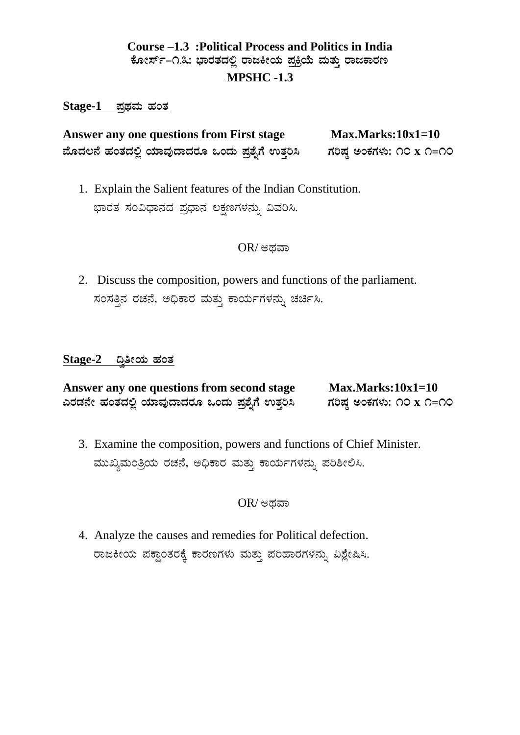# Course –1.3 :Political Process and Politics in India

## ಕೋರ್ಸ್–೧.೩: ಭಾರತದಲ್ಲಿ ರಾಜಕೀಯ ಪ್ರಕ್ರಿಯೆ ಮತ್ತು ರಾಜಕಾರಣ

## MPSHC -1.3

**Stage-1 ಪ್ರಥಮ ಹಂತ**

**Answer any one questions from First stage** **Max.Marks:10x1=10**

**ಮೊದಲನೆ ಹಂತದಲ್ಲಿ ಯಾವುದಾದರೂ ಒಂದು ಪ್ರಶ್ನೆಗೆ ಉತ್ತರಿಸಿ** **ಗರಿಷ್ಠ ಅಂಕಗಳು: ೧೦ x ೧=೧೦**

1. Explain the Salient features of the Indian Constitution.
   ಭಾರತ ಸಂವಿಧಾನದ ಪ್ರಧಾನ ಲಕ್ಷಣಗಳನ್ನು ವಿವರಿಸಿ.

OR/ ಅಥವಾ

2. Discuss the composition, powers and functions of the parliament.
   ಸಂಸತ್ತಿನ ರಚನೆ, ಅಧಿಕಾರ ಮತ್ತು ಕಾರ್ಯಗಳನ್ನು ಚರ್ಚಿಸಿ.

**Stage-2 ದ್ವಿತೀಯ ಹಂತ**

**Answer any one questions from second stage** **Max.Marks:10x1=10**

**ಎರಡನೇ ಹಂತದಲ್ಲಿ ಯಾವುದಾದರೂ ಒಂದು ಪ್ರಶ್ನೆಗೆ ಉತ್ತರಿಸಿ** **ಗರಿಷ್ಠ ಅಂಕಗಳು: ೧೦ x ೧=೧೦**

3. Examine the composition, powers and functions of Chief Minister.
   ಮುಖ್ಯಮಂತ್ರಿಯ ರಚನೆ, ಅಧಿಕಾರ ಮತ್ತು ಕಾರ್ಯಗಳನ್ನು ಪರಿಶೀಲಿಸಿ.

OR/ ಅಥವಾ

4. Analyze the causes and remedies for Political defection.
   ರಾಜಕೀಯ ಪಕ್ಷಾಂತರಕ್ಕೆ ಕಾರಣಗಳು ಮತ್ತು ಪರಿಹಾರಗಳನ್ನು ವಿಶ್ಲೇಷಿಸಿ.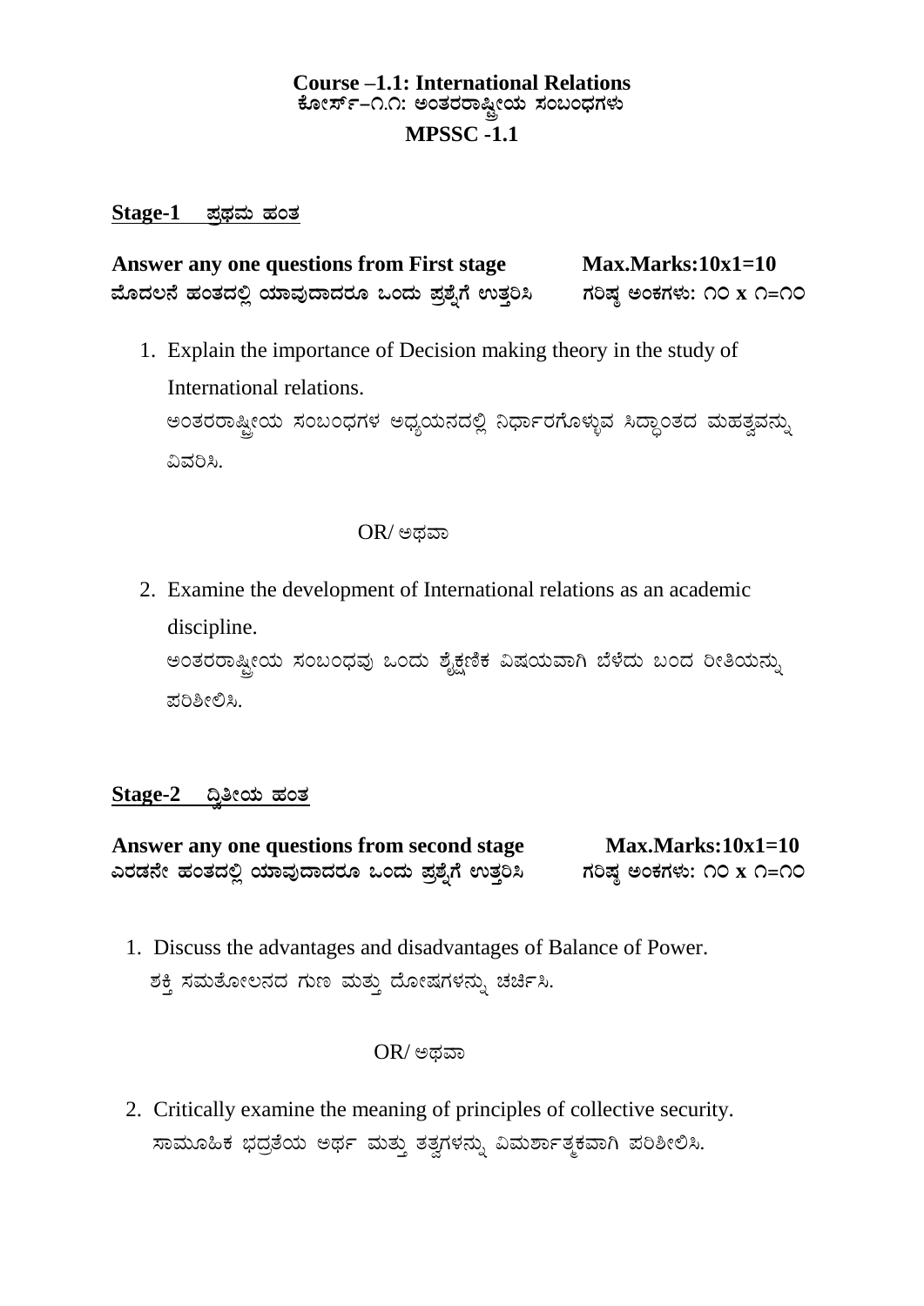# Course –1.1: International Relations
## ಕೋರ್ಸ್–೧.೧: ಅಂತರರಾಷ್ಟ್ರೀಯ ಸಂಬಂಧಗಳು
## MPSSC -1.1

**Stage-1 ಪ್ರಥಮ ಹಂತ**

**Answer any one questions from First stage** **Max.Marks:10x1=10**
**ಮೊದಲನೆ ಹಂತದಲ್ಲಿ ಯಾವುದಾದರೂ ಒಂದು ಪ್ರಶ್ನೆಗೆ ಉತ್ತರಿಸಿ** **ಗರಿಷ್ಠ ಅಂಕಗಳು: ೧೦ x ೧=೧೦**

1. Explain the importance of Decision making theory in the study of International relations.
   ಅಂತರರಾಷ್ಟ್ರೀಯ ಸಂಬಂಧಗಳ ಅಧ್ಯಯನದಲ್ಲಿ ನಿರ್ಧಾರಗೊಳ್ಳುವ ಸಿದ್ಧಾಂತದ ಮಹತ್ವವನ್ನು ವಿವರಿಸಿ.

OR/ ಅಥವಾ

2. Examine the development of International relations as an academic discipline.
   ಅಂತರರಾಷ್ಟ್ರೀಯ ಸಂಬಂಧವು ಒಂದು ಶೈಕ್ಷಣಿಕ ವಿಷಯವಾಗಿ ಬೆಳೆದು ಬಂದ ರೀತಿಯನ್ನು ಪರಿಶೀಲಿಸಿ.

**Stage-2 ದ್ವಿತೀಯ ಹಂತ**

**Answer any one questions from second stage** **Max.Marks:10x1=10**
**ಎರಡನೇ ಹಂತದಲ್ಲಿ ಯಾವುದಾದರೂ ಒಂದು ಪ್ರಶ್ನೆಗೆ ಉತ್ತರಿಸಿ** **ಗರಿಷ್ಠ ಅಂಕಗಳು: ೧೦ x ೧=೧೦**

1. Discuss the advantages and disadvantages of Balance of Power.
   ಶಕ್ತಿ ಸಮತೋಲನದ ಗುಣ ಮತ್ತು ದೋಷಗಳನ್ನು ಚರ್ಚಿಸಿ.

OR/ ಅಥವಾ

2. Critically examine the meaning of principles of collective security.
   ಸಾಮೂಹಿಕ ಭದ್ರತೆಯ ಅರ್ಥ ಮತ್ತು ತತ್ವಗಳನ್ನು ವಿಮರ್ಶಾತ್ಮಕವಾಗಿ ಪರಿಶೀಲಿಸಿ.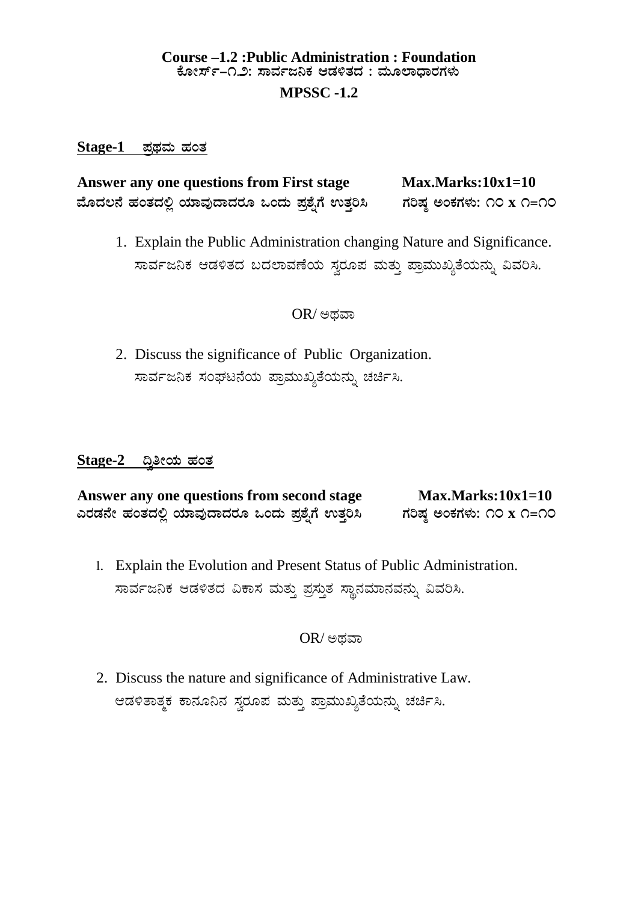**Course –1.2 :Public Administration : Foundation**
**ಕೋರ್ಸ್–೧.೨: ಸಾರ್ವಜನಿಕ ಆಡಳಿತದ : ಮೂಲಾಧಾರಗಳು**

**MPSSC -1.2**

**Stage-1 ಪ್ರಥಮ ಹಂತ**

**Answer any one questions from First stage** **Max.Marks:10x1=10**
**ಮೊದಲನೆ ಹಂತದಲ್ಲಿ ಯಾವುದಾದರೂ ಒಂದು ಪ್ರಶ್ನೆಗೆ ಉತ್ತರಿಸಿ** **ಗರಿಷ್ಠ ಅಂಕಗಳು: ೧೦ x ೧=೧೦**

1. Explain the Public Administration changing Nature and Significance.
   ಸಾರ್ವಜನಿಕ ಆಡಳಿತದ ಬದಲಾವಣೆಯ ಸ್ವರೂಪ ಮತ್ತು ಪ್ರಾಮುಖ್ಯತೆಯನ್ನು ವಿವರಿಸಿ.

OR/ ಅಥವಾ

2. Discuss the significance of Public Organization.
   ಸಾರ್ವಜನಿಕ ಸಂಘಟನೆಯ ಪ್ರಾಮುಖ್ಯತೆಯನ್ನು ಚರ್ಚಿಸಿ.

**Stage-2 ದ್ವಿತೀಯ ಹಂತ**

**Answer any one questions from second stage** **Max.Marks:10x1=10**
**ಎರಡನೇ ಹಂತದಲ್ಲಿ ಯಾವುದಾದರೂ ಒಂದು ಪ್ರಶ್ನೆಗೆ ಉತ್ತರಿಸಿ** **ಗರಿಷ್ಠ ಅಂಕಗಳು: ೧೦ x ೧=೧೦**

1. Explain the Evolution and Present Status of Public Administration.
   ಸಾರ್ವಜನಿಕ ಆಡಳಿತದ ವಿಕಾಸ ಮತ್ತು ಪ್ರಸ್ತುತ ಸ್ಥಾನಮಾನವನ್ನು ವಿವರಿಸಿ.

OR/ ಅಥವಾ

2. Discuss the nature and significance of Administrative Law.
   ಆಡಳಿತಾತ್ಮಕ ಕಾನೂನಿನ ಸ್ವರೂಪ ಮತ್ತು ಪ್ರಾಮುಖ್ಯತೆಯನ್ನು ಚರ್ಚಿಸಿ.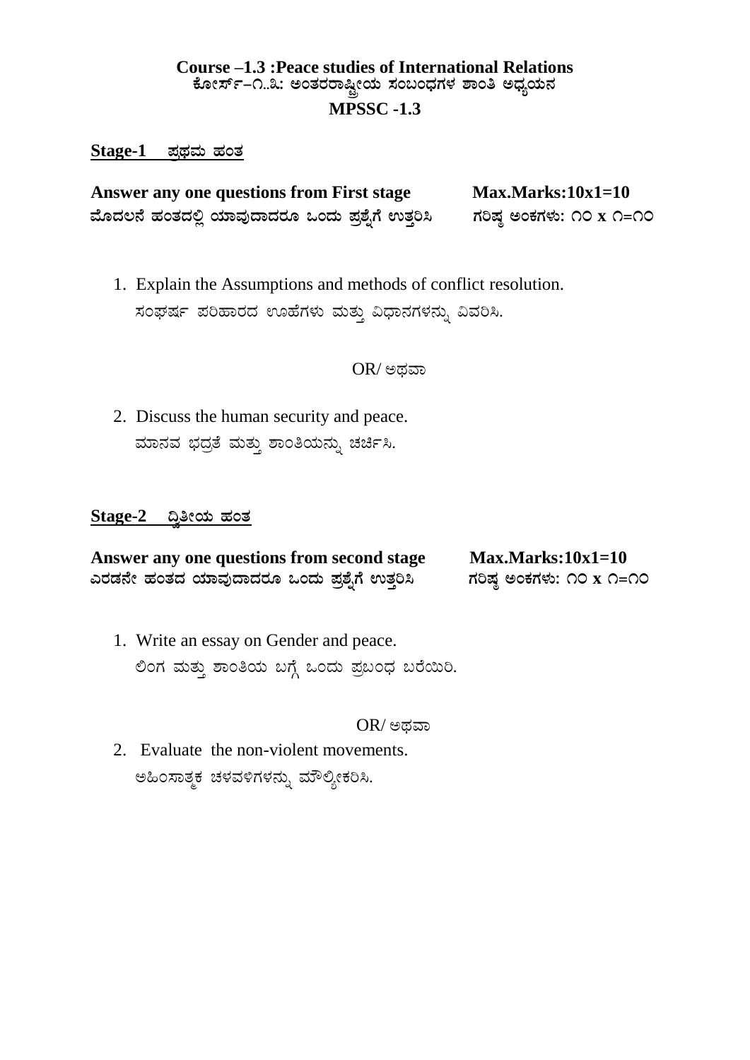**Course –1.3 :Peace studies of International Relations**
**ಕೋರ್ಸ್–೧.೩: ಅಂತರರಾಷ್ಟ್ರೀಯ ಸಂಬಂಧಗಳ ಶಾಂತಿ ಅಧ್ಯಯನ**
**MPSSC -1.3**

**Stage-1 ಪ್ರಥಮ ಹಂತ**

**Answer any one questions from First stage** **Max.Marks:10x1=10**
**ಮೊದಲನೆ ಹಂತದಲ್ಲಿ ಯಾವುದಾದರೂ ಒಂದು ಪ್ರಶ್ನೆಗೆ ಉತ್ತರಿಸಿ** **ಗರಿಷ್ಠ ಅಂಕಗಳು: ೧೦ x ೧=೧೦**

1. Explain the Assumptions and methods of conflict resolution.
   ಸಂಘರ್ಷ ಪರಿಹಾರದ ಊಹೆಗಳು ಮತ್ತು ವಿಧಾನಗಳನ್ನು ವಿವರಿಸಿ.

OR/ ಅಥವಾ

2. Discuss the human security and peace.
   ಮಾನವ ಭದ್ರತೆ ಮತ್ತು ಶಾಂತಿಯನ್ನು ಚರ್ಚಿಸಿ.

**Stage-2 ದ್ವಿತೀಯ ಹಂತ**

**Answer any one questions from second stage** **Max.Marks:10x1=10**
**ಎರಡನೇ ಹಂತದ ಯಾವುದಾದರೂ ಒಂದು ಪ್ರಶ್ನೆಗೆ ಉತ್ತರಿಸಿ** **ಗರಿಷ್ಠ ಅಂಕಗಳು: ೧೦ x ೧=೧೦**

1. Write an essay on Gender and peace.
   ಲಿಂಗ ಮತ್ತು ಶಾಂತಿಯ ಬಗ್ಗೆ ಒಂದು ಪ್ರಬಂಧ ಬರೆಯಿರಿ.

OR/ ಅಥವಾ

2. Evaluate the non-violent movements.
   ಅಹಿಂಸಾತ್ಮಕ ಚಳವಳಿಗಳನ್ನು ಮೌಲ್ಯೀಕರಿಸಿ.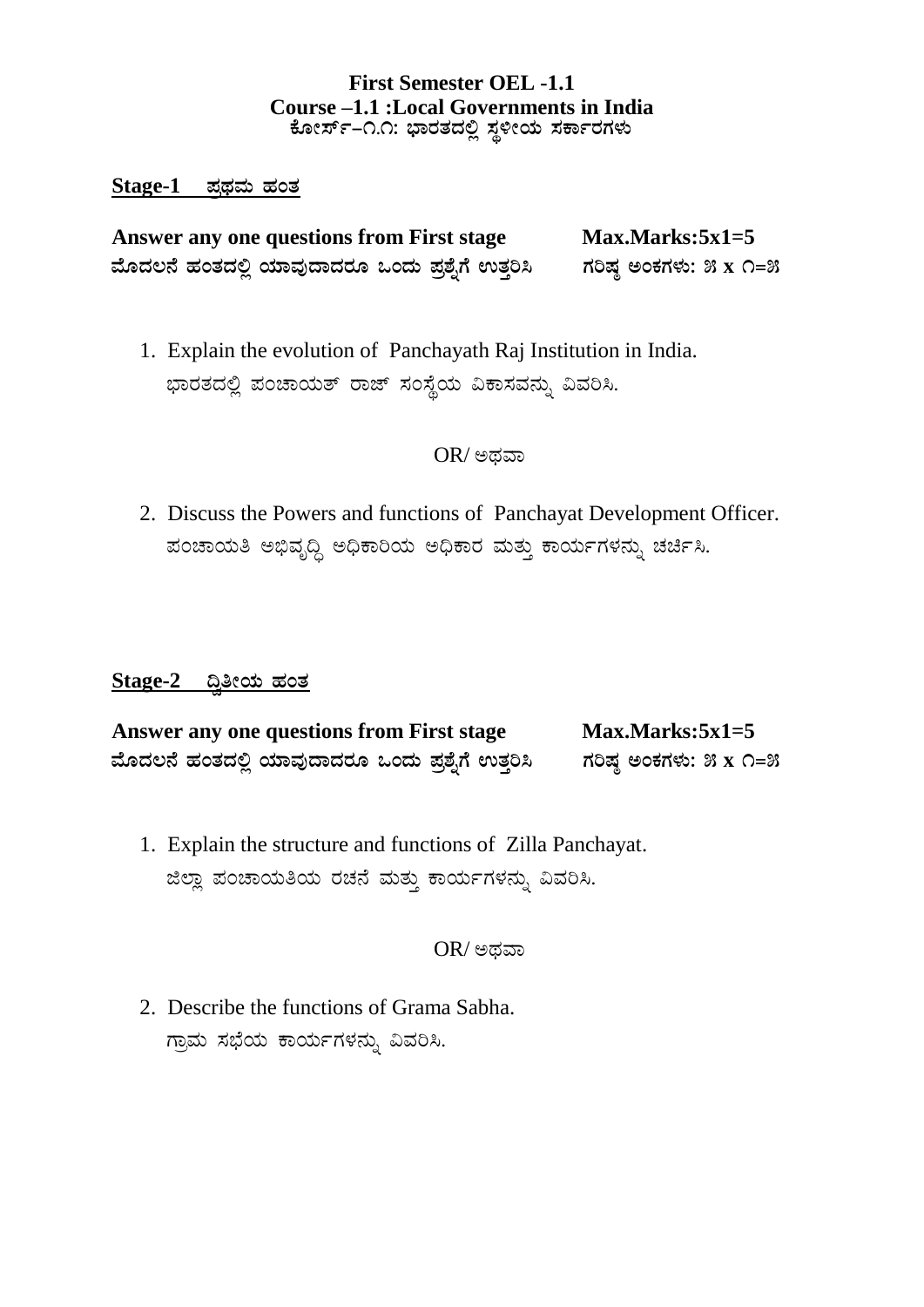**First Semester OEL -1.1**
**Course –1.1 :Local Governments in India**
**ಕೋರ್ಸ್–೧.೧: ಭಾರತದಲ್ಲಿ ಸ್ಥಳೀಯ ಸರ್ಕಾರಗಳು**

## Stage-1 ಪ್ರಥಮ ಹಂತ

**Answer any one questions from First stage** **Max.Marks:5x1=5**
**ಮೊದಲನೆ ಹಂತದಲ್ಲಿ ಯಾವುದಾದರೂ ಒಂದು ಪ್ರಶ್ನೆಗೆ ಉತ್ತರಿಸಿ** **ಗರಿಷ್ಠ ಅಂಕಗಳು: ೫ x ೧=೫**

1. Explain the evolution of Panchayath Raj Institution in India.
   ಭಾರತದಲ್ಲಿ ಪಂಚಾಯತ್ ರಾಜ್ ಸಂಸ್ಥೆಯ ವಿಕಾಸವನ್ನು ವಿವರಿಸಿ.

OR/ ಅಥವಾ

2. Discuss the Powers and functions of Panchayat Development Officer.
   ಪಂಚಾಯತಿ ಅಭಿವೃದ್ಧಿ ಅಧಿಕಾರಿಯ ಅಧಿಕಾರ ಮತ್ತು ಕಾರ್ಯಗಳನ್ನು ಚರ್ಚಿಸಿ.

## Stage-2 ದ್ವಿತೀಯ ಹಂತ

**Answer any one questions from First stage** **Max.Marks:5x1=5**
**ಮೊದಲನೆ ಹಂತದಲ್ಲಿ ಯಾವುದಾದರೂ ಒಂದು ಪ್ರಶ್ನೆಗೆ ಉತ್ತರಿಸಿ** **ಗರಿಷ್ಠ ಅಂಕಗಳು: ೫ x ೧=೫**

1. Explain the structure and functions of Zilla Panchayat.
   ಜಿಲ್ಲಾ ಪಂಚಾಯತಿಯ ರಚನೆ ಮತ್ತು ಕಾರ್ಯಗಳನ್ನು ವಿವರಿಸಿ.

OR/ ಅಥವಾ

2. Describe the functions of Grama Sabha.
   ಗ್ರಾಮ ಸಭೆಯ ಕಾರ್ಯಗಳನ್ನು ವಿವರಿಸಿ.